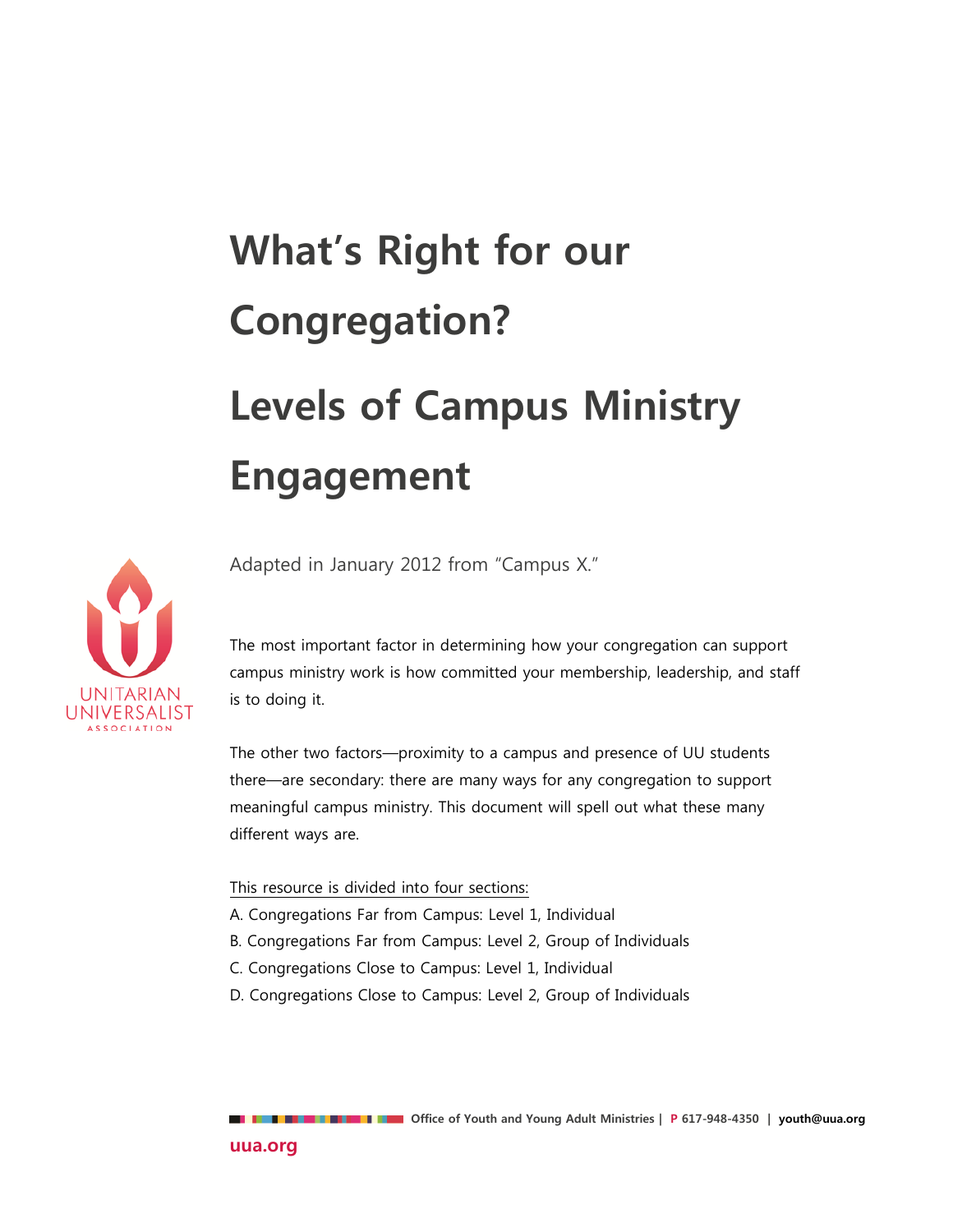# What's Right for our Congregation?

# Levels of Campus Ministry Engagement

Adapted in January 2012 from "Campus X."

The most important factor in determining how your congregation can support campus ministry work is how committed your membership, leadership, and staff is to doing it.

The other two factors—proximity to a campus and presence of UU students there—are secondary: there are many ways for any congregation to support meaningful campus ministry. This document will spell out what these many different ways are.

This resource is divided into four sections:

A. Congregations Far from Campus: Level 1, Individual
B. Congregations Far from Campus: Level 2, Group of Individuals
C. Congregations Close to Campus: Level 1, Individual
D. Congregations Close to Campus: Level 2, Group of Individuals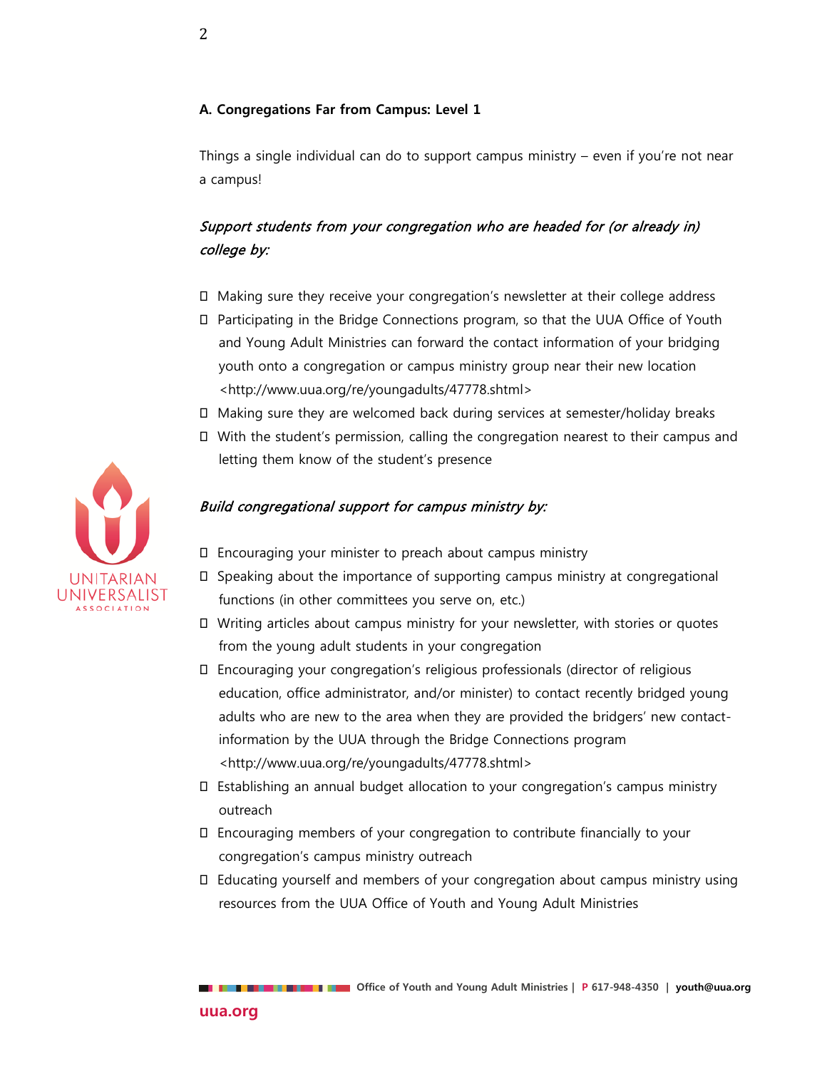### A. Congregations Far from Campus: Level 1

Things a single individual can do to support campus ministry – even if you're not near a campus!

*Support students from your congregation who are headed for (or already in) college by:*

- Making sure they receive your congregation's newsletter at their college address
- Participating in the Bridge Connections program, so that the UUA Office of Youth and Young Adult Ministries can forward the contact information of your bridging youth onto a congregation or campus ministry group near their new location <http://www.uua.org/re/youngadults/47778.shtml>
- Making sure they are welcomed back during services at semester/holiday breaks
- With the student's permission, calling the congregation nearest to their campus and letting them know of the student's presence

*Build congregational support for campus ministry by:*

- Encouraging your minister to preach about campus ministry
- Speaking about the importance of supporting campus ministry at congregational functions (in other committees you serve on, etc.)
- Writing articles about campus ministry for your newsletter, with stories or quotes from the young adult students in your congregation
- Encouraging your congregation's religious professionals (director of religious education, office administrator, and/or minister) to contact recently bridged young adults who are new to the area when they are provided the bridgers' new contact-information by the UUA through the Bridge Connections program <http://www.uua.org/re/youngadults/47778.shtml>
- Establishing an annual budget allocation to your congregation's campus ministry outreach
- Encouraging members of your congregation to contribute financially to your congregation's campus ministry outreach
- Educating yourself and members of your congregation about campus ministry using resources from the UUA Office of Youth and Young Adult Ministries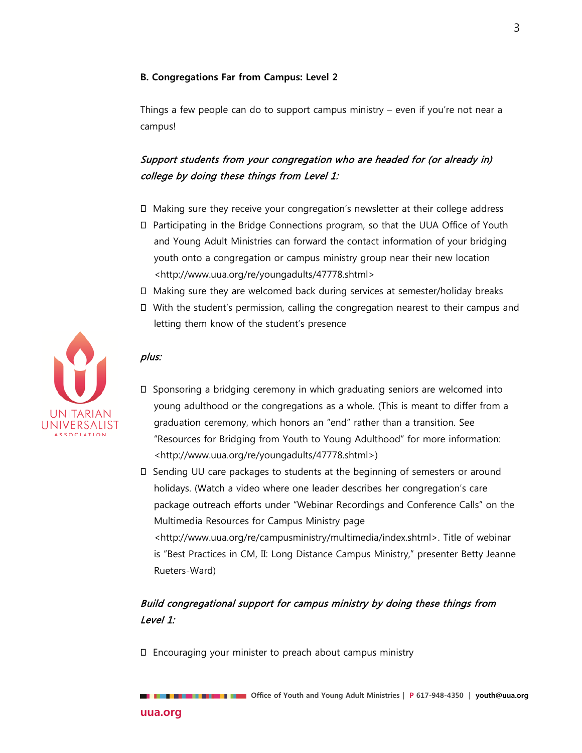**B. Congregations Far from Campus: Level 2**

Things a few people can do to support campus ministry – even if you're not near a campus!

*Support students from your congregation who are headed for (or already in) college by doing these things from Level 1:*

- Making sure they receive your congregation's newsletter at their college address
- Participating in the Bridge Connections program, so that the UUA Office of Youth and Young Adult Ministries can forward the contact information of your bridging youth onto a congregation or campus ministry group near their new location <http://www.uua.org/re/youngadults/47778.shtml>
- Making sure they are welcomed back during services at semester/holiday breaks
- With the student's permission, calling the congregation nearest to their campus and letting them know of the student's presence

*plus:*

- Sponsoring a bridging ceremony in which graduating seniors are welcomed into young adulthood or the congregations as a whole. (This is meant to differ from a graduation ceremony, which honors an "end" rather than a transition. See "Resources for Bridging from Youth to Young Adulthood" for more information: <http://www.uua.org/re/youngadults/47778.shtml>)
- Sending UU care packages to students at the beginning of semesters or around holidays. (Watch a video where one leader describes her congregation's care package outreach efforts under "Webinar Recordings and Conference Calls" on the Multimedia Resources for Campus Ministry page <http://www.uua.org/re/campusministry/multimedia/index.shtml>. Title of webinar is "Best Practices in CM, II: Long Distance Campus Ministry," presenter Betty Jeanne Rueters-Ward)

*Build congregational support for campus ministry by doing these things from Level 1:*

- Encouraging your minister to preach about campus ministry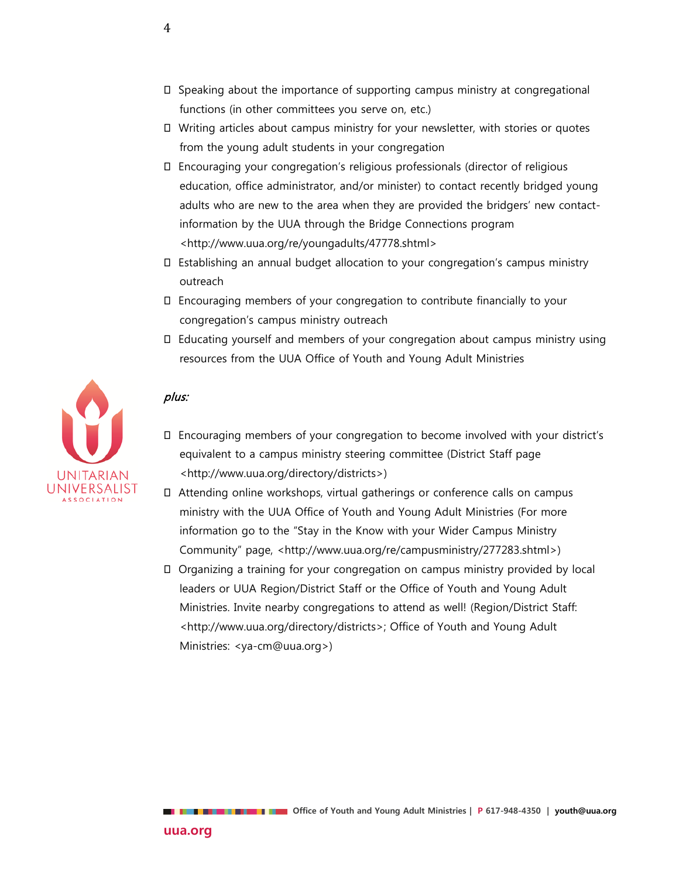- Speaking about the importance of supporting campus ministry at congregational functions (in other committees you serve on, etc.)
- Writing articles about campus ministry for your newsletter, with stories or quotes from the young adult students in your congregation
- Encouraging your congregation's religious professionals (director of religious education, office administrator, and/or minister) to contact recently bridged young adults who are new to the area when they are provided the bridgers' new contact-information by the UUA through the Bridge Connections program <http://www.uua.org/re/youngadults/47778.shtml>
- Establishing an annual budget allocation to your congregation's campus ministry outreach
- Encouraging members of your congregation to contribute financially to your congregation's campus ministry outreach
- Educating yourself and members of your congregation about campus ministry using resources from the UUA Office of Youth and Young Adult Ministries

***plus:***

- Encouraging members of your congregation to become involved with your district's equivalent to a campus ministry steering committee (District Staff page <http://www.uua.org/directory/districts>)
- Attending online workshops, virtual gatherings or conference calls on campus ministry with the UUA Office of Youth and Young Adult Ministries (For more information go to the "Stay in the Know with your Wider Campus Ministry Community" page, <http://www.uua.org/re/campusministry/277283.shtml>)
- Organizing a training for your congregation on campus ministry provided by local leaders or UUA Region/District Staff or the Office of Youth and Young Adult Ministries. Invite nearby congregations to attend as well! (Region/District Staff: <http://www.uua.org/directory/districts>; Office of Youth and Young Adult Ministries: <ya-cm@uua.org>)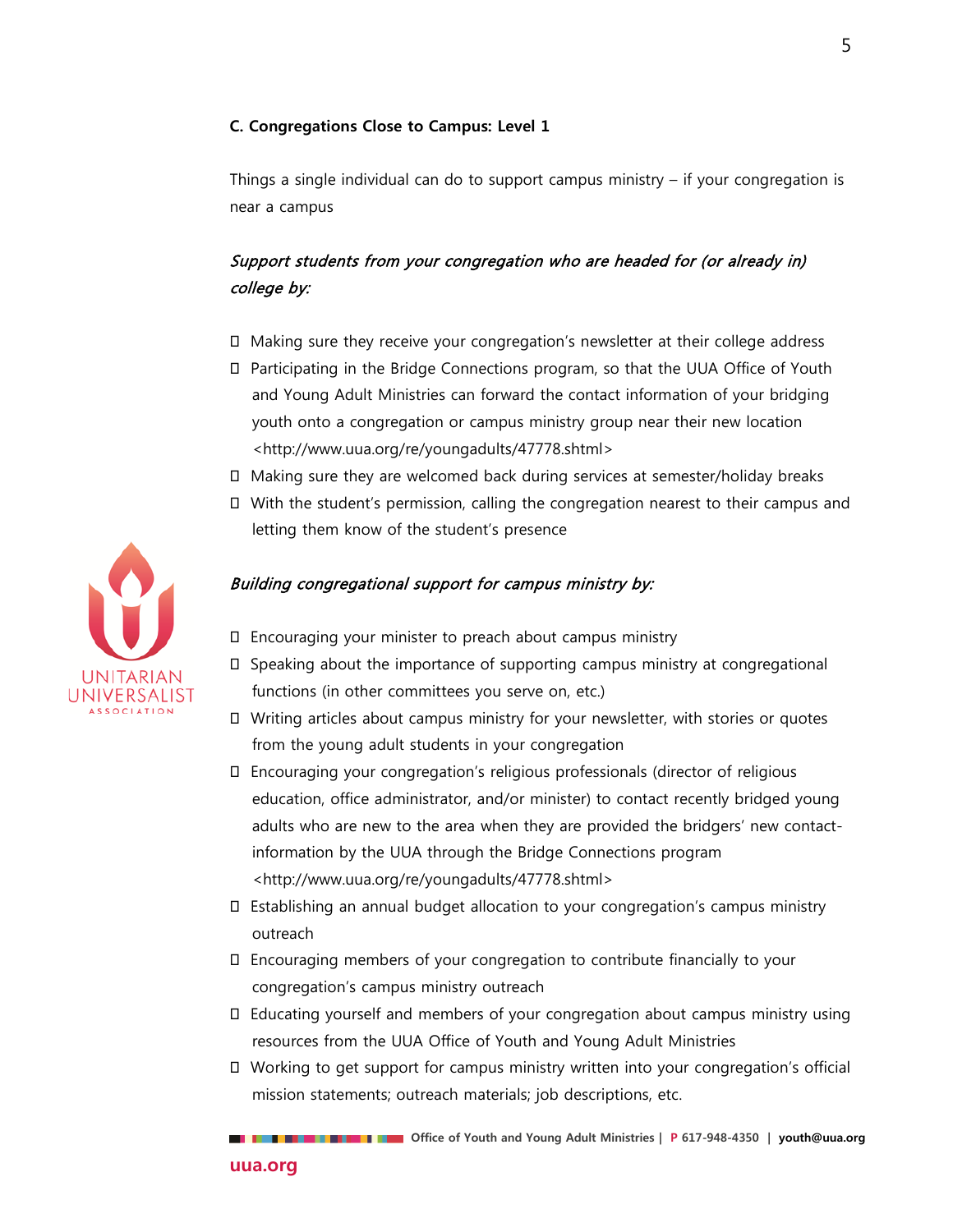### C. Congregations Close to Campus: Level 1

Things a single individual can do to support campus ministry – if your congregation is near a campus

*Support students from your congregation who are headed for (or already in) college by:*

- Making sure they receive your congregation's newsletter at their college address
- Participating in the Bridge Connections program, so that the UUA Office of Youth and Young Adult Ministries can forward the contact information of your bridging youth onto a congregation or campus ministry group near their new location <http://www.uua.org/re/youngadults/47778.shtml>
- Making sure they are welcomed back during services at semester/holiday breaks
- With the student's permission, calling the congregation nearest to their campus and letting them know of the student's presence

*Building congregational support for campus ministry by:*

- Encouraging your minister to preach about campus ministry
- Speaking about the importance of supporting campus ministry at congregational functions (in other committees you serve on, etc.)
- Writing articles about campus ministry for your newsletter, with stories or quotes from the young adult students in your congregation
- Encouraging your congregation's religious professionals (director of religious education, office administrator, and/or minister) to contact recently bridged young adults who are new to the area when they are provided the bridgers' new contact-information by the UUA through the Bridge Connections program <http://www.uua.org/re/youngadults/47778.shtml>
- Establishing an annual budget allocation to your congregation's campus ministry outreach
- Encouraging members of your congregation to contribute financially to your congregation's campus ministry outreach
- Educating yourself and members of your congregation about campus ministry using resources from the UUA Office of Youth and Young Adult Ministries
- Working to get support for campus ministry written into your congregation's official mission statements; outreach materials; job descriptions, etc.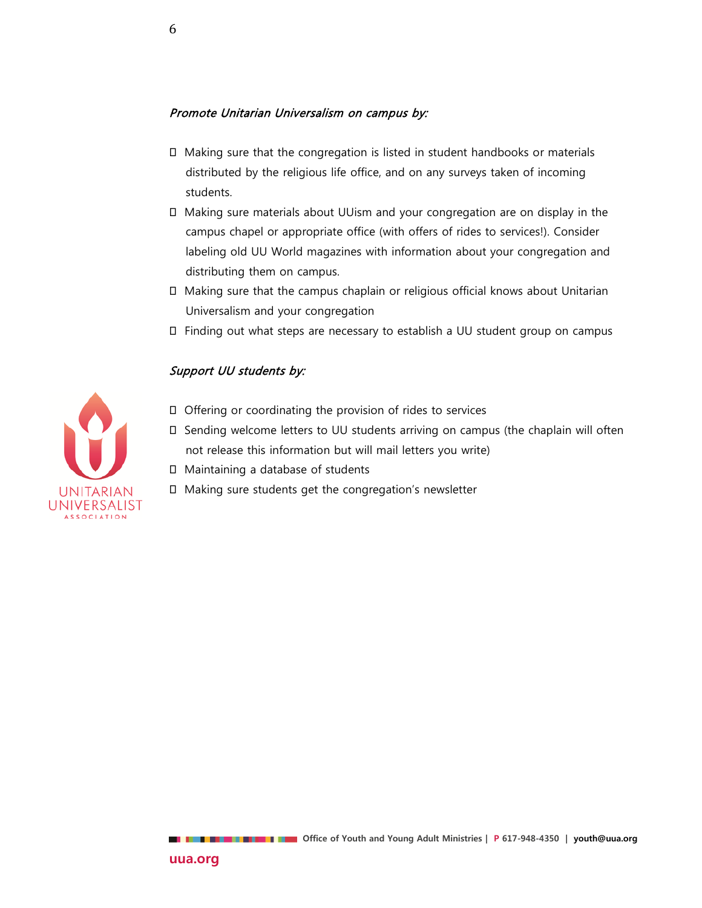*Promote Unitarian Universalism on campus by:*

- Making sure that the congregation is listed in student handbooks or materials distributed by the religious life office, and on any surveys taken of incoming students.
- Making sure materials about UUism and your congregation are on display in the campus chapel or appropriate office (with offers of rides to services!). Consider labeling old UU World magazines with information about your congregation and distributing them on campus.
- Making sure that the campus chaplain or religious official knows about Unitarian Universalism and your congregation
- Finding out what steps are necessary to establish a UU student group on campus

*Support UU students by:*

- Offering or coordinating the provision of rides to services
- Sending welcome letters to UU students arriving on campus (the chaplain will often not release this information but will mail letters you write)
- Maintaining a database of students
- Making sure students get the congregation's newsletter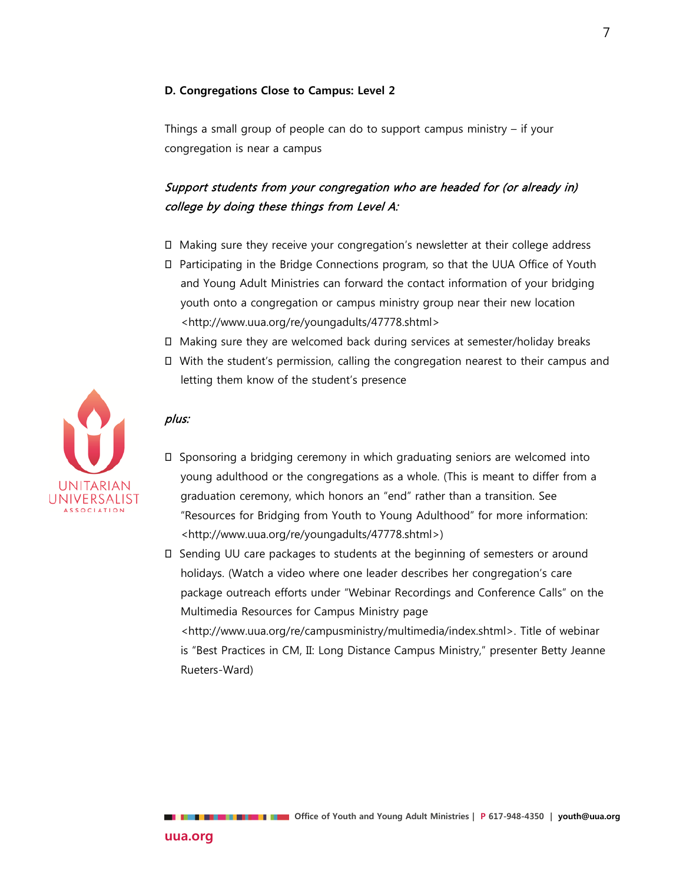**D. Congregations Close to Campus: Level 2**

Things a small group of people can do to support campus ministry – if your congregation is near a campus

*Support students from your congregation who are headed for (or already in) college by doing these things from Level A:*

- Making sure they receive your congregation's newsletter at their college address
- Participating in the Bridge Connections program, so that the UUA Office of Youth and Young Adult Ministries can forward the contact information of your bridging youth onto a congregation or campus ministry group near their new location <http://www.uua.org/re/youngadults/47778.shtml>
- Making sure they are welcomed back during services at semester/holiday breaks
- With the student's permission, calling the congregation nearest to their campus and letting them know of the student's presence

*plus:*

- Sponsoring a bridging ceremony in which graduating seniors are welcomed into young adulthood or the congregations as a whole. (This is meant to differ from a graduation ceremony, which honors an "end" rather than a transition. See "Resources for Bridging from Youth to Young Adulthood" for more information: <http://www.uua.org/re/youngadults/47778.shtml>)
- Sending UU care packages to students at the beginning of semesters or around holidays. (Watch a video where one leader describes her congregation's care package outreach efforts under "Webinar Recordings and Conference Calls" on the Multimedia Resources for Campus Ministry page <http://www.uua.org/re/campusministry/multimedia/index.shtml>. Title of webinar is "Best Practices in CM, II: Long Distance Campus Ministry," presenter Betty Jeanne Rueters-Ward)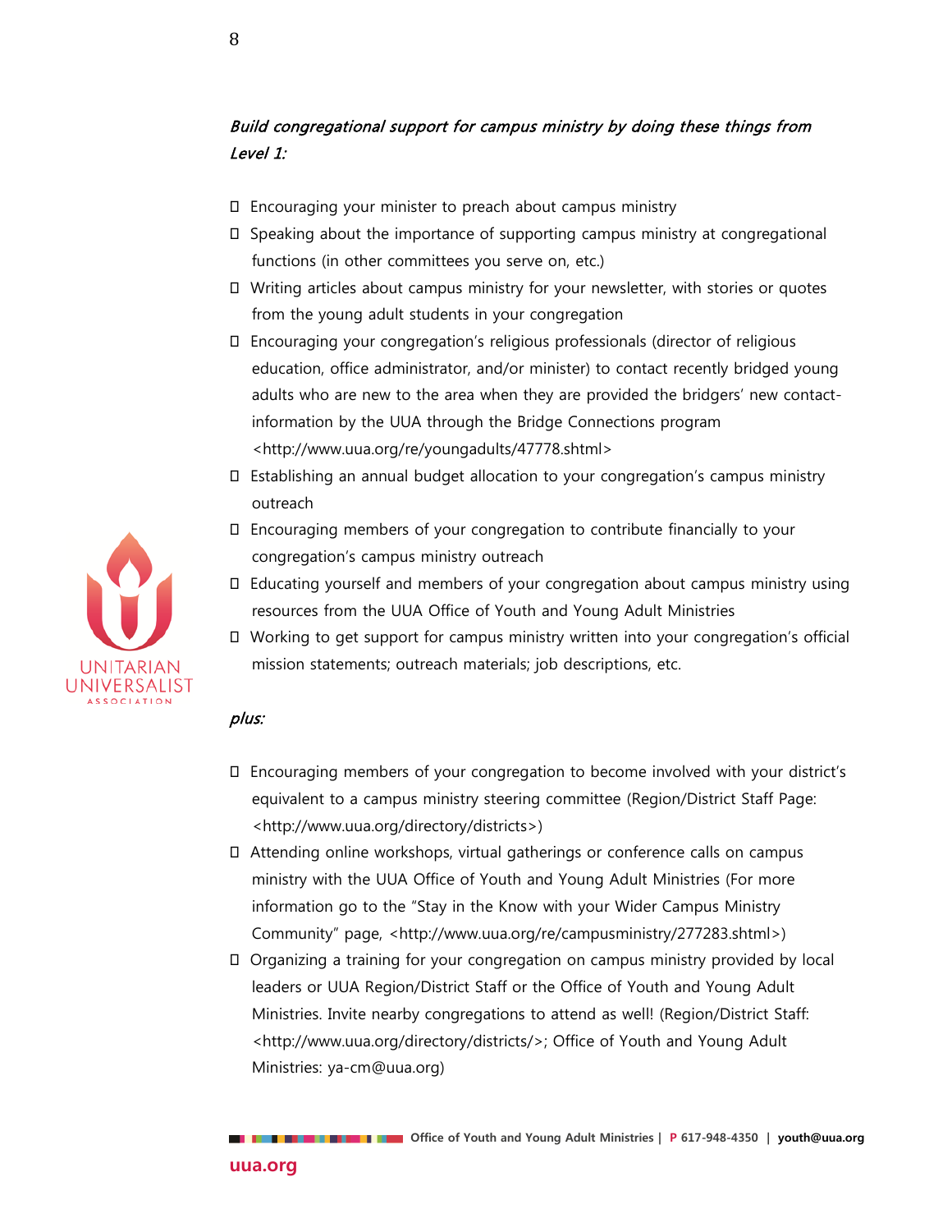*Build congregational support for campus ministry by doing these things from Level 1:*

- Encouraging your minister to preach about campus ministry
- Speaking about the importance of supporting campus ministry at congregational functions (in other committees you serve on, etc.)
- Writing articles about campus ministry for your newsletter, with stories or quotes from the young adult students in your congregation
- Encouraging your congregation's religious professionals (director of religious education, office administrator, and/or minister) to contact recently bridged young adults who are new to the area when they are provided the bridgers' new contact-information by the UUA through the Bridge Connections program <http://www.uua.org/re/youngadults/47778.shtml>
- Establishing an annual budget allocation to your congregation's campus ministry outreach
- Encouraging members of your congregation to contribute financially to your congregation's campus ministry outreach
- Educating yourself and members of your congregation about campus ministry using resources from the UUA Office of Youth and Young Adult Ministries
- Working to get support for campus ministry written into your congregation's official mission statements; outreach materials; job descriptions, etc.

*plus:*

- Encouraging members of your congregation to become involved with your district's equivalent to a campus ministry steering committee (Region/District Staff Page: <http://www.uua.org/directory/districts>)
- Attending online workshops, virtual gatherings or conference calls on campus ministry with the UUA Office of Youth and Young Adult Ministries (For more information go to the "Stay in the Know with your Wider Campus Ministry Community" page, <http://www.uua.org/re/campusministry/277283.shtml>)
- Organizing a training for your congregation on campus ministry provided by local leaders or UUA Region/District Staff or the Office of Youth and Young Adult Ministries. Invite nearby congregations to attend as well! (Region/District Staff: <http://www.uua.org/directory/districts/>; Office of Youth and Young Adult Ministries: ya-cm@uua.org)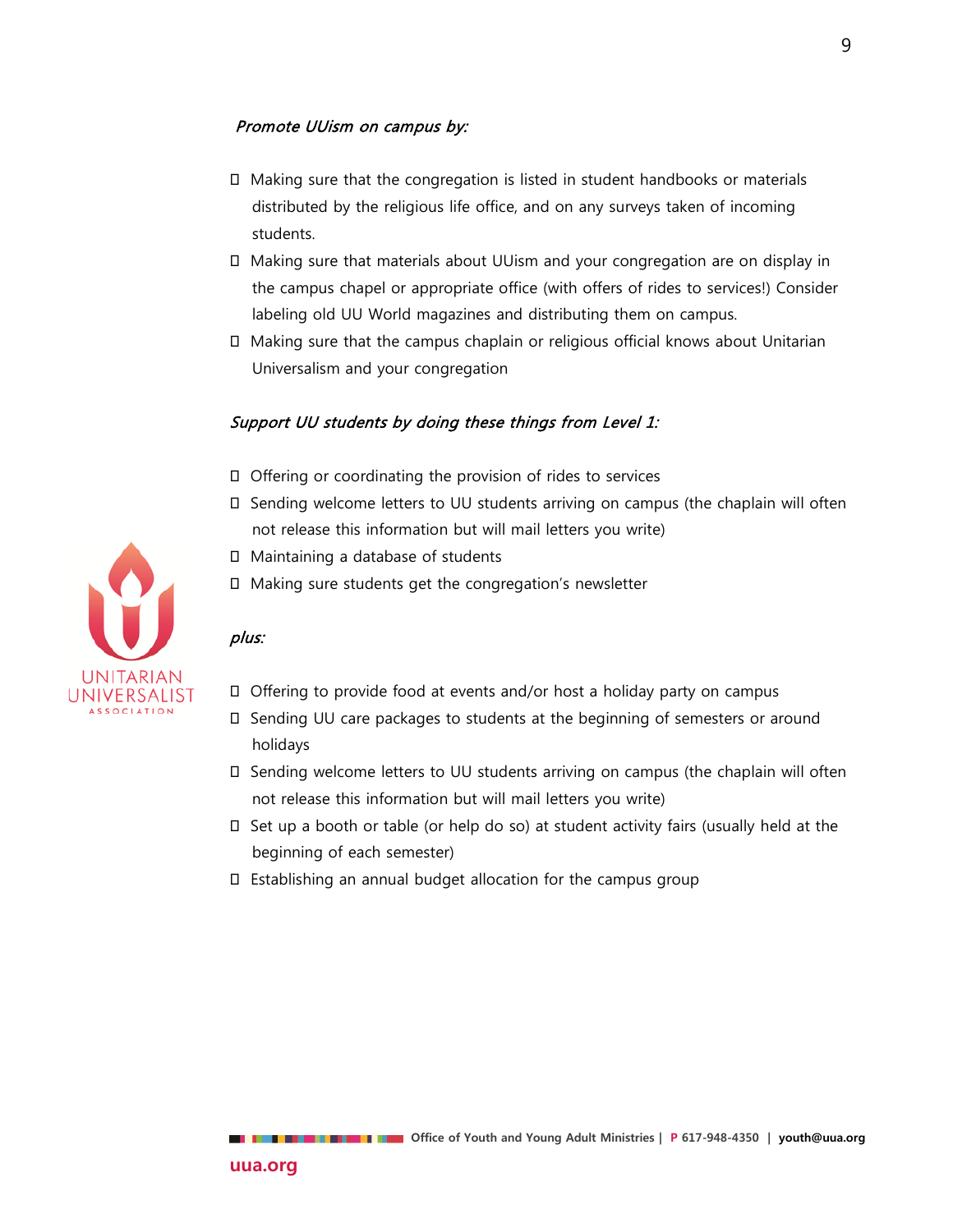*Promote UUism on campus by:*

- Making sure that the congregation is listed in student handbooks or materials distributed by the religious life office, and on any surveys taken of incoming students.
- Making sure that materials about UUism and your congregation are on display in the campus chapel or appropriate office (with offers of rides to services!) Consider labeling old UU World magazines and distributing them on campus.
- Making sure that the campus chaplain or religious official knows about Unitarian Universalism and your congregation

*Support UU students by doing these things from Level 1:*

- Offering or coordinating the provision of rides to services
- Sending welcome letters to UU students arriving on campus (the chaplain will often not release this information but will mail letters you write)
- Maintaining a database of students
- Making sure students get the congregation's newsletter

*plus:*

- Offering to provide food at events and/or host a holiday party on campus
- Sending UU care packages to students at the beginning of semesters or around holidays
- Sending welcome letters to UU students arriving on campus (the chaplain will often not release this information but will mail letters you write)
- Set up a booth or table (or help do so) at student activity fairs (usually held at the beginning of each semester)
- Establishing an annual budget allocation for the campus group